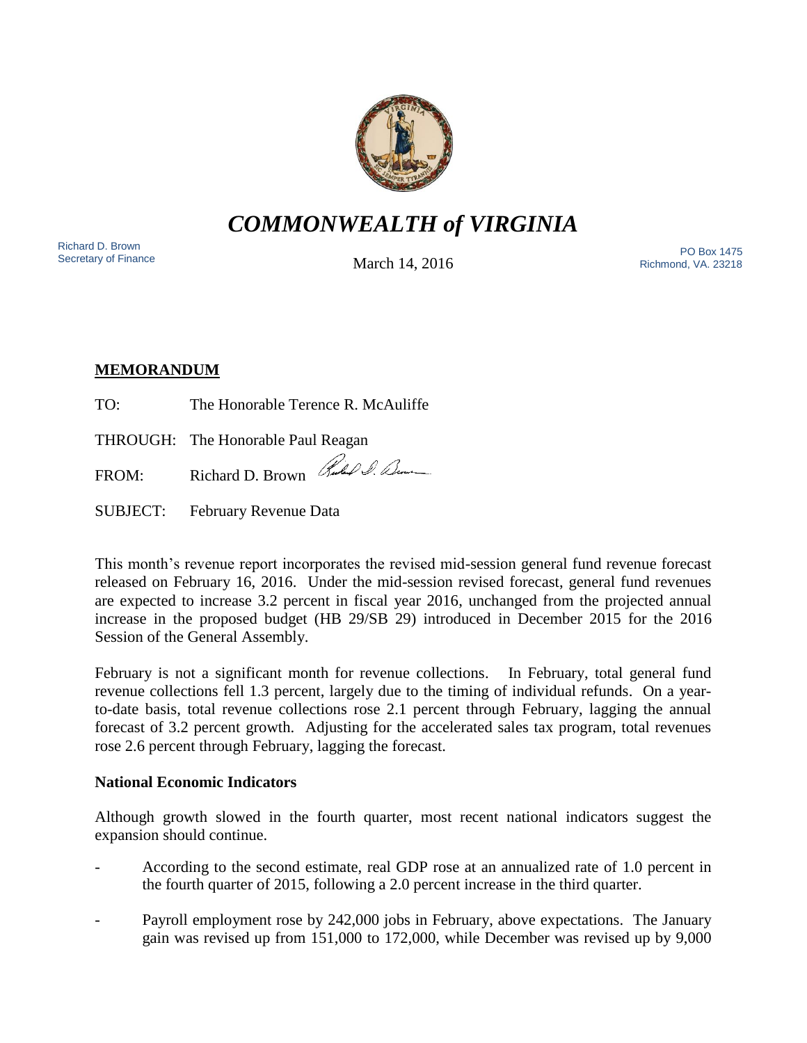# *COMMONWEALTH of VIRGINIA*

Richard D. Brown
Secretary of Finance

March 14, 2016

PO Box 1475
Richmond, VA. 23218

**MEMORANDUM**

TO: The Honorable Terence R. McAuliffe

THROUGH: The Honorable Paul Reagan

FROM: Richard D. Brown

SUBJECT: February Revenue Data

This month's revenue report incorporates the revised mid-session general fund revenue forecast released on February 16, 2016. Under the mid-session revised forecast, general fund revenues are expected to increase 3.2 percent in fiscal year 2016, unchanged from the projected annual increase in the proposed budget (HB 29/SB 29) introduced in December 2015 for the 2016 Session of the General Assembly.

February is not a significant month for revenue collections. In February, total general fund revenue collections fell 1.3 percent, largely due to the timing of individual refunds. On a year-to-date basis, total revenue collections rose 2.1 percent through February, lagging the annual forecast of 3.2 percent growth. Adjusting for the accelerated sales tax program, total revenues rose 2.6 percent through February, lagging the forecast.

**National Economic Indicators**

Although growth slowed in the fourth quarter, most recent national indicators suggest the expansion should continue.

- According to the second estimate, real GDP rose at an annualized rate of 1.0 percent in the fourth quarter of 2015, following a 2.0 percent increase in the third quarter.
- Payroll employment rose by 242,000 jobs in February, above expectations. The January gain was revised up from 151,000 to 172,000, while December was revised up by 9,000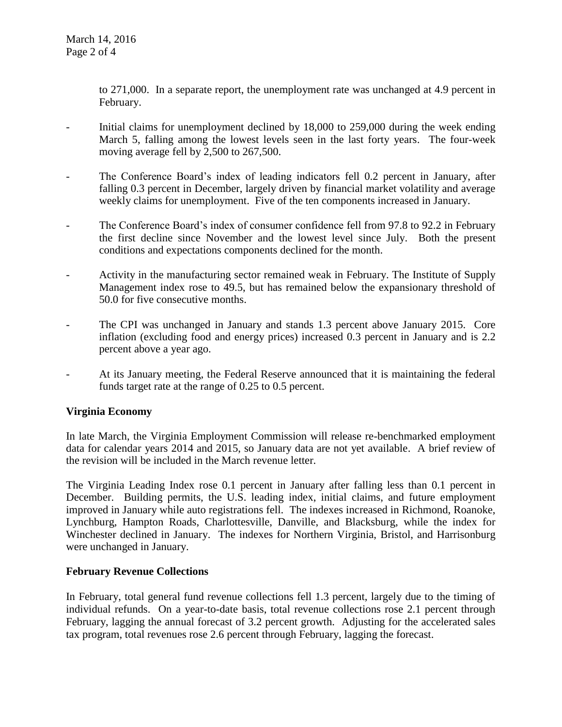to 271,000. In a separate report, the unemployment rate was unchanged at 4.9 percent in February.

- Initial claims for unemployment declined by 18,000 to 259,000 during the week ending March 5, falling among the lowest levels seen in the last forty years. The four-week moving average fell by 2,500 to 267,500.

- The Conference Board's index of leading indicators fell 0.2 percent in January, after falling 0.3 percent in December, largely driven by financial market volatility and average weekly claims for unemployment. Five of the ten components increased in January.

- The Conference Board's index of consumer confidence fell from 97.8 to 92.2 in February the first decline since November and the lowest level since July. Both the present conditions and expectations components declined for the month.

- Activity in the manufacturing sector remained weak in February. The Institute of Supply Management index rose to 49.5, but has remained below the expansionary threshold of 50.0 for five consecutive months.

- The CPI was unchanged in January and stands 1.3 percent above January 2015. Core inflation (excluding food and energy prices) increased 0.3 percent in January and is 2.2 percent above a year ago.

- At its January meeting, the Federal Reserve announced that it is maintaining the federal funds target rate at the range of 0.25 to 0.5 percent.

**Virginia Economy**

In late March, the Virginia Employment Commission will release re-benchmarked employment data for calendar years 2014 and 2015, so January data are not yet available. A brief review of the revision will be included in the March revenue letter.

The Virginia Leading Index rose 0.1 percent in January after falling less than 0.1 percent in December. Building permits, the U.S. leading index, initial claims, and future employment improved in January while auto registrations fell. The indexes increased in Richmond, Roanoke, Lynchburg, Hampton Roads, Charlottesville, Danville, and Blacksburg, while the index for Winchester declined in January. The indexes for Northern Virginia, Bristol, and Harrisonburg were unchanged in January.

**February Revenue Collections**

In February, total general fund revenue collections fell 1.3 percent, largely due to the timing of individual refunds. On a year-to-date basis, total revenue collections rose 2.1 percent through February, lagging the annual forecast of 3.2 percent growth. Adjusting for the accelerated sales tax program, total revenues rose 2.6 percent through February, lagging the forecast.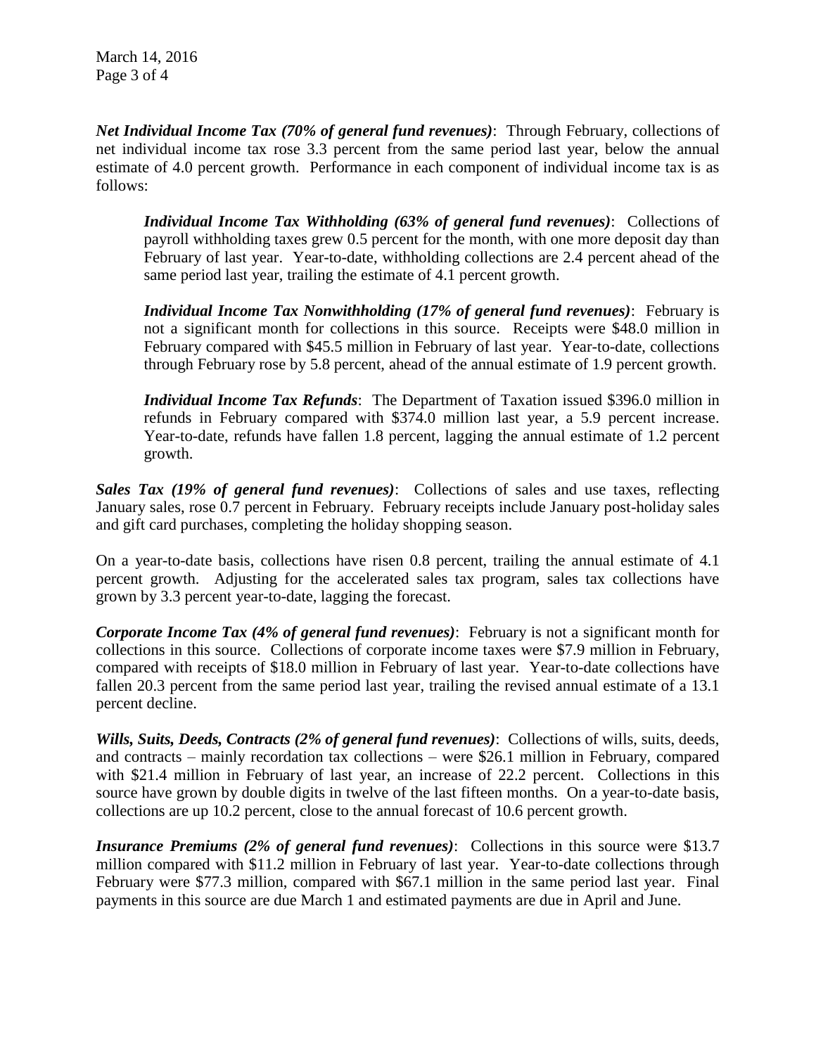***Net Individual Income Tax (70% of general fund revenues)***: Through February, collections of net individual income tax rose 3.3 percent from the same period last year, below the annual estimate of 4.0 percent growth. Performance in each component of individual income tax is as follows:

> ***Individual Income Tax Withholding (63% of general fund revenues)***: Collections of payroll withholding taxes grew 0.5 percent for the month, with one more deposit day than February of last year. Year-to-date, withholding collections are 2.4 percent ahead of the same period last year, trailing the estimate of 4.1 percent growth.
>
> ***Individual Income Tax Nonwithholding (17% of general fund revenues)***: February is not a significant month for collections in this source. Receipts were $48.0 million in February compared with $45.5 million in February of last year. Year-to-date, collections through February rose by 5.8 percent, ahead of the annual estimate of 1.9 percent growth.
>
> ***Individual Income Tax Refunds***: The Department of Taxation issued $396.0 million in refunds in February compared with $374.0 million last year, a 5.9 percent increase. Year-to-date, refunds have fallen 1.8 percent, lagging the annual estimate of 1.2 percent growth.

***Sales Tax (19% of general fund revenues)***: Collections of sales and use taxes, reflecting January sales, rose 0.7 percent in February. February receipts include January post-holiday sales and gift card purchases, completing the holiday shopping season.

On a year-to-date basis, collections have risen 0.8 percent, trailing the annual estimate of 4.1 percent growth. Adjusting for the accelerated sales tax program, sales tax collections have grown by 3.3 percent year-to-date, lagging the forecast.

***Corporate Income Tax (4% of general fund revenues)***: February is not a significant month for collections in this source. Collections of corporate income taxes were $7.9 million in February, compared with receipts of $18.0 million in February of last year. Year-to-date collections have fallen 20.3 percent from the same period last year, trailing the revised annual estimate of a 13.1 percent decline.

***Wills, Suits, Deeds, Contracts (2% of general fund revenues)***: Collections of wills, suits, deeds, and contracts – mainly recordation tax collections – were $26.1 million in February, compared with $21.4 million in February of last year, an increase of 22.2 percent. Collections in this source have grown by double digits in twelve of the last fifteen months. On a year-to-date basis, collections are up 10.2 percent, close to the annual forecast of 10.6 percent growth.

***Insurance Premiums (2% of general fund revenues)***: Collections in this source were $13.7 million compared with $11.2 million in February of last year. Year-to-date collections through February were $77.3 million, compared with $67.1 million in the same period last year. Final payments in this source are due March 1 and estimated payments are due in April and June.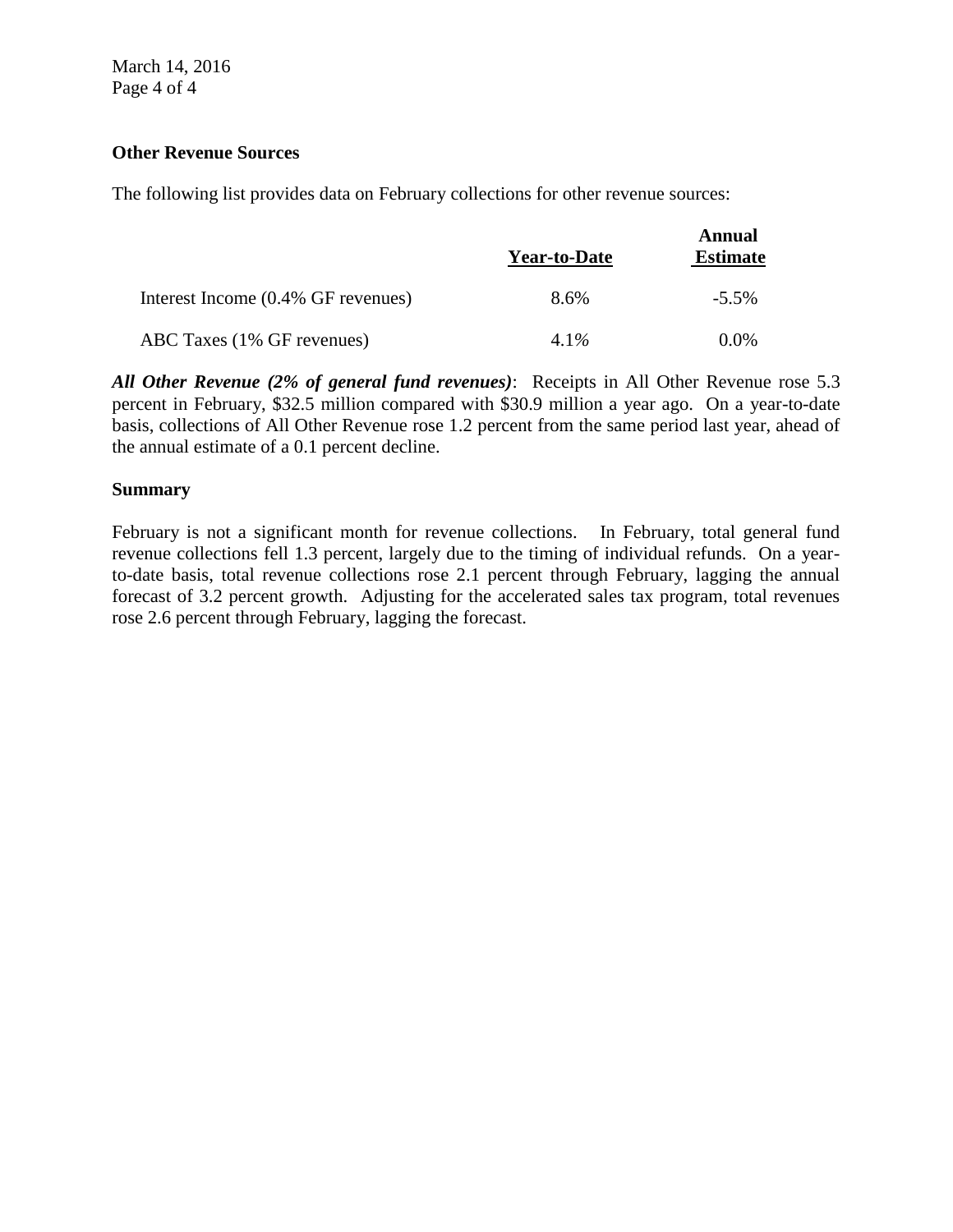## Other Revenue Sources

The following list provides data on February collections for other revenue sources:

| | Year-to-Date | Annual Estimate |
|---|---|---|
| Interest Income (0.4% GF revenues) | 8.6% | -5.5% |
| ABC Taxes (1% GF revenues) | 4.1% | 0.0% |

***All Other Revenue (2% of general fund revenues)***: Receipts in All Other Revenue rose 5.3 percent in February, $32.5 million compared with $30.9 million a year ago. On a year-to-date basis, collections of All Other Revenue rose 1.2 percent from the same period last year, ahead of the annual estimate of a 0.1 percent decline.

## Summary

February is not a significant month for revenue collections. In February, total general fund revenue collections fell 1.3 percent, largely due to the timing of individual refunds. On a year-to-date basis, total revenue collections rose 2.1 percent through February, lagging the annual forecast of 3.2 percent growth. Adjusting for the accelerated sales tax program, total revenues rose 2.6 percent through February, lagging the forecast.